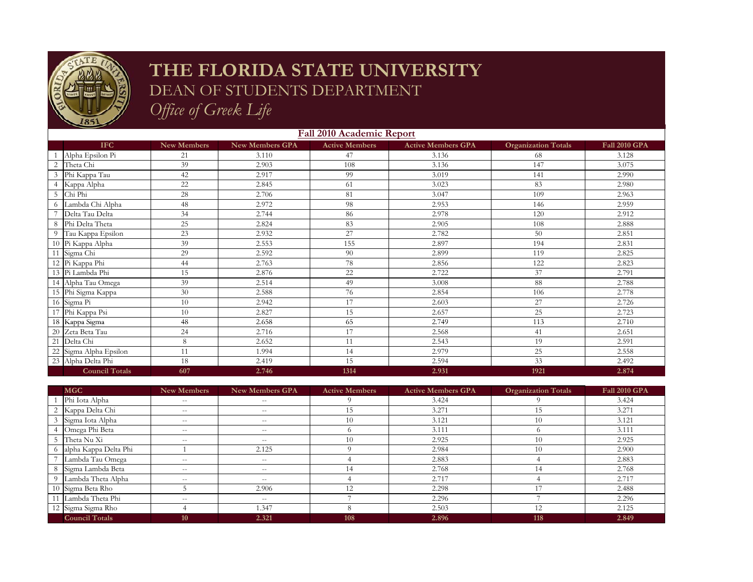# THE FLORIDA STATE UNIVERSITY

## DEAN OF STUDENTS DEPARTMENT

### *Office of Greek Life*

## Fall 2010 Academic Report

| | IFC | New Members | New Members GPA | Active Members | Active Members GPA | Organization Totals | Fall 2010 GPA |
|---|---|---|---|---|---|---|---|
| 1 | Alpha Epsilon Pi | 21 | 3.110 | 47 | 3.136 | 68 | 3.128 |
| 2 | Theta Chi | 39 | 2.903 | 108 | 3.136 | 147 | 3.075 |
| 3 | Phi Kappa Tau | 42 | 2.917 | 99 | 3.019 | 141 | 2.990 |
| 4 | Kappa Alpha | 22 | 2.845 | 61 | 3.023 | 83 | 2.980 |
| 5 | Chi Phi | 28 | 2.706 | 81 | 3.047 | 109 | 2.963 |
| 6 | Lambda Chi Alpha | 48 | 2.972 | 98 | 2.953 | 146 | 2.959 |
| 7 | Delta Tau Delta | 34 | 2.744 | 86 | 2.978 | 120 | 2.912 |
| 8 | Phi Delta Theta | 25 | 2.824 | 83 | 2.905 | 108 | 2.888 |
| 9 | Tau Kappa Epsilon | 23 | 2.932 | 27 | 2.782 | 50 | 2.851 |
| 10 | Pi Kappa Alpha | 39 | 2.553 | 155 | 2.897 | 194 | 2.831 |
| 11 | Sigma Chi | 29 | 2.592 | 90 | 2.899 | 119 | 2.825 |
| 12 | Pi Kappa Phi | 44 | 2.763 | 78 | 2.856 | 122 | 2.823 |
| 13 | Pi Lambda Phi | 15 | 2.876 | 22 | 2.722 | 37 | 2.791 |
| 14 | Alpha Tau Omega | 39 | 2.514 | 49 | 3.008 | 88 | 2.788 |
| 15 | Phi Sigma Kappa | 30 | 2.588 | 76 | 2.854 | 106 | 2.778 |
| 16 | Sigma Pi | 10 | 2.942 | 17 | 2.603 | 27 | 2.726 |
| 17 | Phi Kappa Psi | 10 | 2.827 | 15 | 2.657 | 25 | 2.723 |
| 18 | Kappa Sigma | 48 | 2.658 | 65 | 2.749 | 113 | 2.710 |
| 20 | Zeta Beta Tau | 24 | 2.716 | 17 | 2.568 | 41 | 2.651 |
| 21 | Delta Chi | 8 | 2.652 | 11 | 2.543 | 19 | 2.591 |
| 22 | Sigma Alpha Epsilon | 11 | 1.994 | 14 | 2.979 | 25 | 2.558 |
| 23 | Alpha Delta Phi | 18 | 2.419 | 15 | 2.594 | 33 | 2.492 |
| | **Council Totals** | **607** | **2.746** | **1314** | **2.931** | **1921** | **2.874** |

| | MGC | New Members | New Members GPA | Active Members | Active Members GPA | Organization Totals | Fall 2010 GPA |
|---|---|---|---|---|---|---|---|
| 1 | Phi Iota Alpha | -- | -- | 9 | 3.424 | 9 | 3.424 |
| 2 | Kappa Delta Chi | -- | -- | 15 | 3.271 | 15 | 3.271 |
| 3 | Sigma Iota Alpha | -- | -- | 10 | 3.121 | 10 | 3.121 |
| 4 | Omega Phi Beta | -- | -- | 6 | 3.111 | 6 | 3.111 |
| 5 | Theta Nu Xi | -- | -- | 10 | 2.925 | 10 | 2.925 |
| 6 | alpha Kappa Delta Phi | 1 | 2.125 | 9 | 2.984 | 10 | 2.900 |
| 7 | Lambda Tau Omega | -- | -- | 4 | 2.883 | 4 | 2.883 |
| 8 | Sigma Lambda Beta | -- | -- | 14 | 2.768 | 14 | 2.768 |
| 9 | Lambda Theta Alpha | -- | -- | 4 | 2.717 | 4 | 2.717 |
| 10 | Sigma Beta Rho | 5 | 2.906 | 12 | 2.298 | 17 | 2.488 |
| 11 | Lambda Theta Phi | -- | -- | 7 | 2.296 | 7 | 2.296 |
| 12 | Sigma Sigma Rho | 4 | 1.347 | 8 | 2.503 | 12 | 2.125 |
| | **Council Totals** | **10** | **2.321** | **108** | **2.896** | **118** | **2.849** |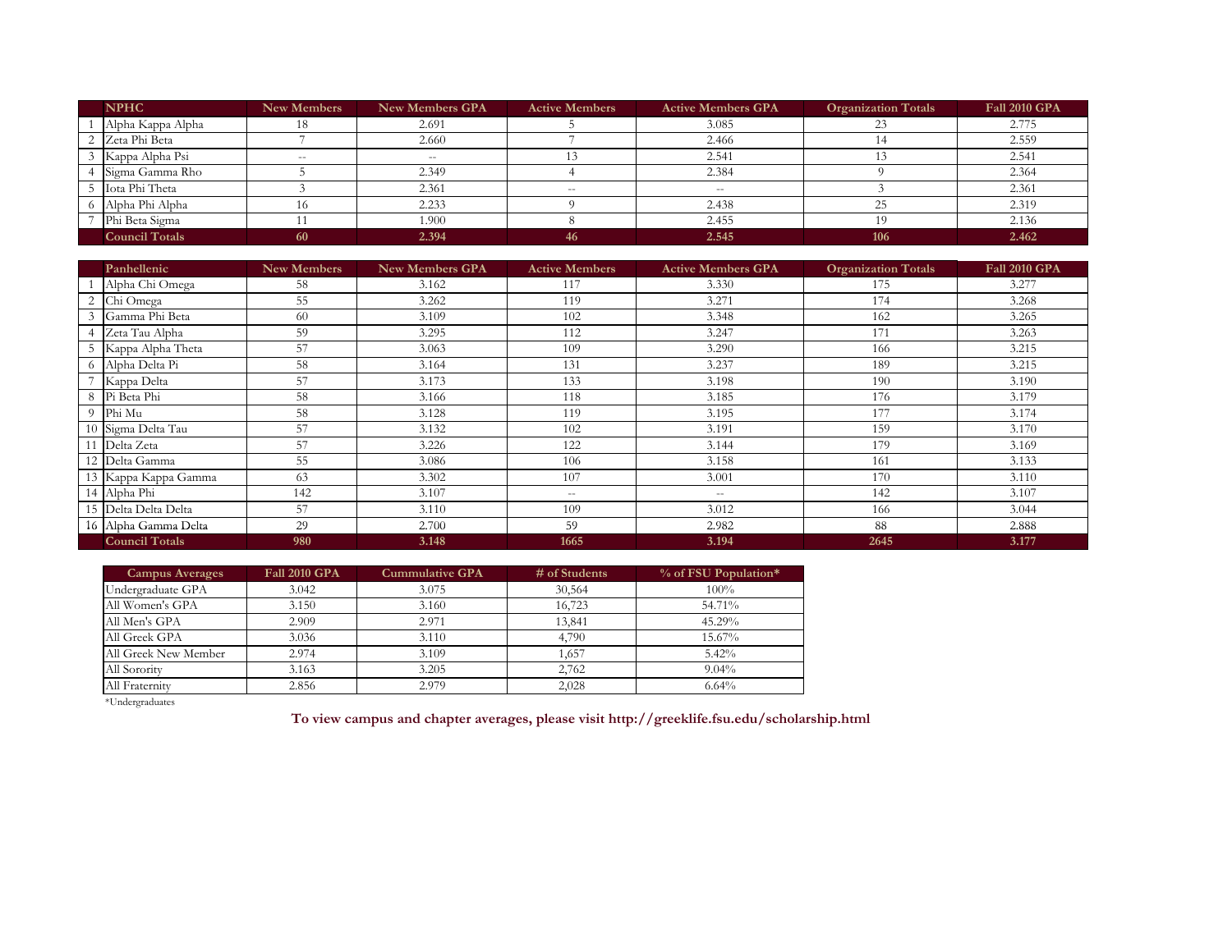| | NPHC | New Members | New Members GPA | Active Members | Active Members GPA | Organization Totals | Fall 2010 GPA |
|---|---|---|---|---|---|---|---|
| 1 | Alpha Kappa Alpha | 18 | 2.691 | 5 | 3.085 | 23 | 2.775 |
| 2 | Zeta Phi Beta | 7 | 2.660 | 7 | 2.466 | 14 | 2.559 |
| 3 | Kappa Alpha Psi | -- | -- | 13 | 2.541 | 13 | 2.541 |
| 4 | Sigma Gamma Rho | 5 | 2.349 | 4 | 2.384 | 9 | 2.364 |
| 5 | Iota Phi Theta | 3 | 2.361 | -- | -- | 3 | 2.361 |
| 6 | Alpha Phi Alpha | 16 | 2.233 | 9 | 2.438 | 25 | 2.319 |
| 7 | Phi Beta Sigma | 11 | 1.900 | 8 | 2.455 | 19 | 2.136 |
| | **Council Totals** | **60** | **2.394** | **46** | **2.545** | **106** | **2.462** |

| | Panhellenic | New Members | New Members GPA | Active Members | Active Members GPA | Organization Totals | Fall 2010 GPA |
|---|---|---|---|---|---|---|---|
| 1 | Alpha Chi Omega | 58 | 3.162 | 117 | 3.330 | 175 | 3.277 |
| 2 | Chi Omega | 55 | 3.262 | 119 | 3.271 | 174 | 3.268 |
| 3 | Gamma Phi Beta | 60 | 3.109 | 102 | 3.348 | 162 | 3.265 |
| 4 | Zeta Tau Alpha | 59 | 3.295 | 112 | 3.247 | 171 | 3.263 |
| 5 | Kappa Alpha Theta | 57 | 3.063 | 109 | 3.290 | 166 | 3.215 |
| 6 | Alpha Delta Pi | 58 | 3.164 | 131 | 3.237 | 189 | 3.215 |
| 7 | Kappa Delta | 57 | 3.173 | 133 | 3.198 | 190 | 3.190 |
| 8 | Pi Beta Phi | 58 | 3.166 | 118 | 3.185 | 176 | 3.179 |
| 9 | Phi Mu | 58 | 3.128 | 119 | 3.195 | 177 | 3.174 |
| 10 | Sigma Delta Tau | 57 | 3.132 | 102 | 3.191 | 159 | 3.170 |
| 11 | Delta Zeta | 57 | 3.226 | 122 | 3.144 | 179 | 3.169 |
| 12 | Delta Gamma | 55 | 3.086 | 106 | 3.158 | 161 | 3.133 |
| 13 | Kappa Kappa Gamma | 63 | 3.302 | 107 | 3.001 | 170 | 3.110 |
| 14 | Alpha Phi | 142 | 3.107 | -- | -- | 142 | 3.107 |
| 15 | Delta Delta Delta | 57 | 3.110 | 109 | 3.012 | 166 | 3.044 |
| 16 | Alpha Gamma Delta | 29 | 2.700 | 59 | 2.982 | 88 | 2.888 |
| | **Council Totals** | **980** | **3.148** | **1665** | **3.194** | **2645** | **3.177** |

| Campus Averages | Fall 2010 GPA | Cummulative GPA | # of Students | % of FSU Population* |
|---|---|---|---|---|
| Undergraduate GPA | 3.042 | 3.075 | 30,564 | 100% |
| All Women's GPA | 3.150 | 3.160 | 16,723 | 54.71% |
| All Men's GPA | 2.909 | 2.971 | 13,841 | 45.29% |
| All Greek GPA | 3.036 | 3.110 | 4,790 | 15.67% |
| All Greek New Member | 2.974 | 3.109 | 1,657 | 5.42% |
| All Sorority | 3.163 | 3.205 | 2,762 | 9.04% |
| All Fraternity | 2.856 | 2.979 | 2,028 | 6.64% |

*Undergraduates

**To view campus and chapter averages, please visit http://greeklife.fsu.edu/scholarship.html**